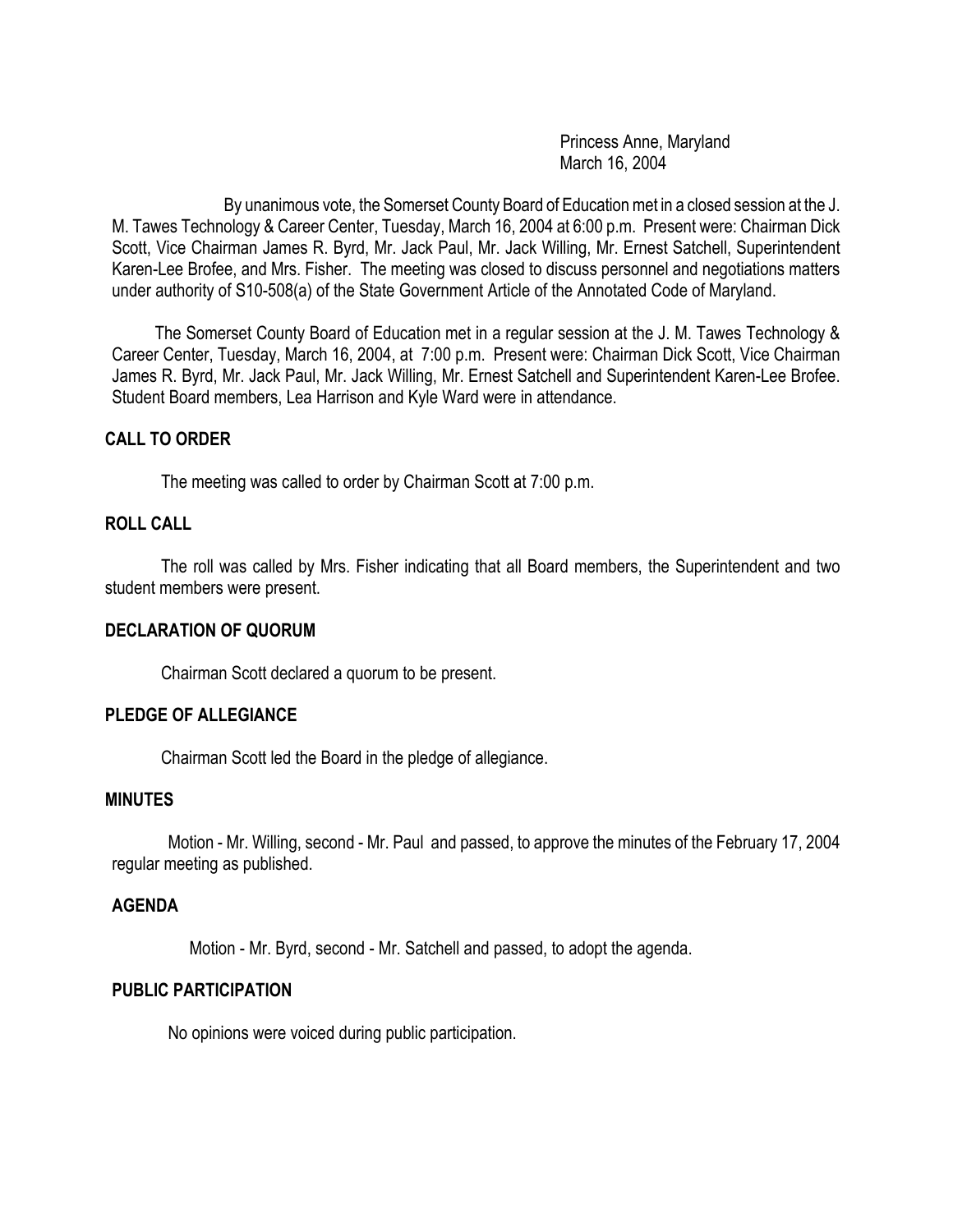Princess Anne, Maryland
March 16, 2004

By unanimous vote, the Somerset County Board of Education met in a closed session at the J. M. Tawes Technology & Career Center, Tuesday, March 16, 2004 at 6:00 p.m. Present were: Chairman Dick Scott, Vice Chairman James R. Byrd, Mr. Jack Paul, Mr. Jack Willing, Mr. Ernest Satchell, Superintendent Karen-Lee Brofee, and Mrs. Fisher. The meeting was closed to discuss personnel and negotiations matters under authority of S10-508(a) of the State Government Article of the Annotated Code of Maryland.

The Somerset County Board of Education met in a regular session at the J. M. Tawes Technology & Career Center, Tuesday, March 16, 2004, at 7:00 p.m. Present were: Chairman Dick Scott, Vice Chairman James R. Byrd, Mr. Jack Paul, Mr. Jack Willing, Mr. Ernest Satchell and Superintendent Karen-Lee Brofee. Student Board members, Lea Harrison and Kyle Ward were in attendance.

**CALL TO ORDER**

The meeting was called to order by Chairman Scott at 7:00 p.m.

**ROLL CALL**

The roll was called by Mrs. Fisher indicating that all Board members, the Superintendent and two student members were present.

**DECLARATION OF QUORUM**

Chairman Scott declared a quorum to be present.

**PLEDGE OF ALLEGIANCE**

Chairman Scott led the Board in the pledge of allegiance.

**MINUTES**

Motion - Mr. Willing, second - Mr. Paul and passed, to approve the minutes of the February 17, 2004 regular meeting as published.

**AGENDA**

Motion - Mr. Byrd, second - Mr. Satchell and passed, to adopt the agenda.

**PUBLIC PARTICIPATION**

No opinions were voiced during public participation.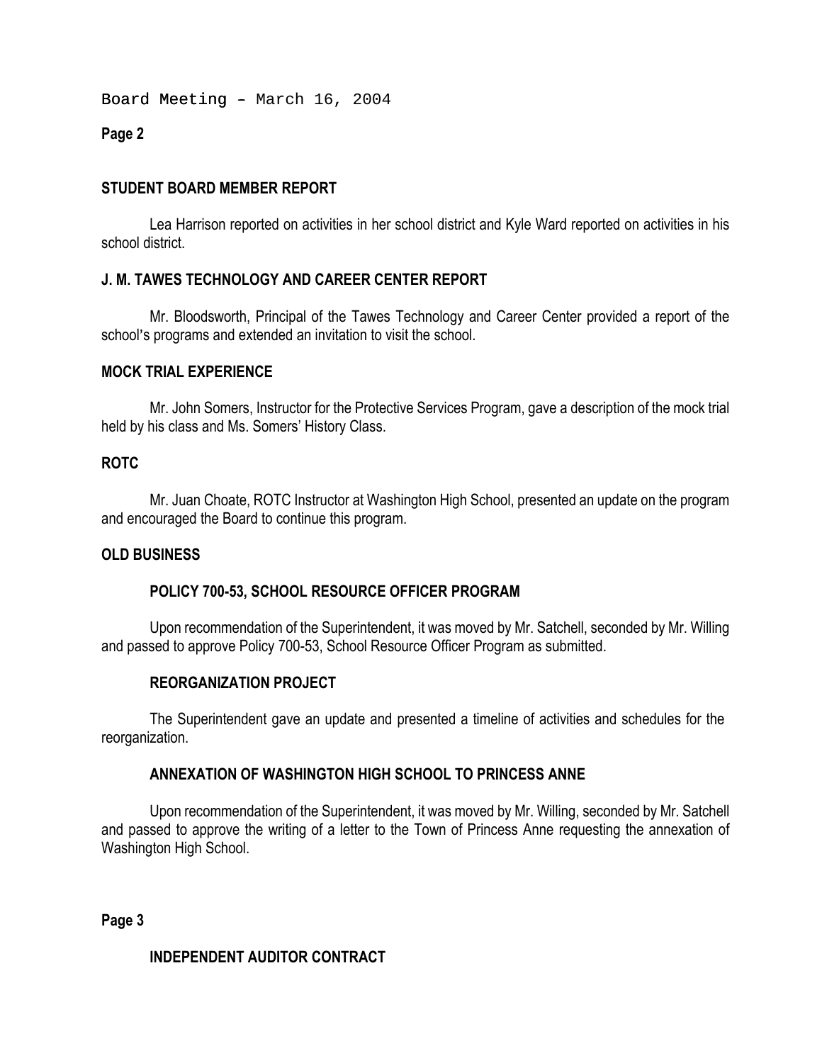## STUDENT BOARD MEMBER REPORT

Lea Harrison reported on activities in her school district and Kyle Ward reported on activities in his school district.

## J. M. TAWES TECHNOLOGY AND CAREER CENTER REPORT

Mr. Bloodsworth, Principal of the Tawes Technology and Career Center provided a report of the school's programs and extended an invitation to visit the school.

## MOCK TRIAL EXPERIENCE

Mr. John Somers, Instructor for the Protective Services Program, gave a description of the mock trial held by his class and Ms. Somers' History Class.

## ROTC

Mr. Juan Choate, ROTC Instructor at Washington High School, presented an update on the program and encouraged the Board to continue this program.

## OLD BUSINESS

### POLICY 700-53, SCHOOL RESOURCE OFFICER PROGRAM

Upon recommendation of the Superintendent, it was moved by Mr. Satchell, seconded by Mr. Willing and passed to approve Policy 700-53, School Resource Officer Program as submitted.

### REORGANIZATION PROJECT

The Superintendent gave an update and presented a timeline of activities and schedules for the reorganization.

### ANNEXATION OF WASHINGTON HIGH SCHOOL TO PRINCESS ANNE

Upon recommendation of the Superintendent, it was moved by Mr. Willing, seconded by Mr. Satchell and passed to approve the writing of a letter to the Town of Princess Anne requesting the annexation of Washington High School.

### INDEPENDENT AUDITOR CONTRACT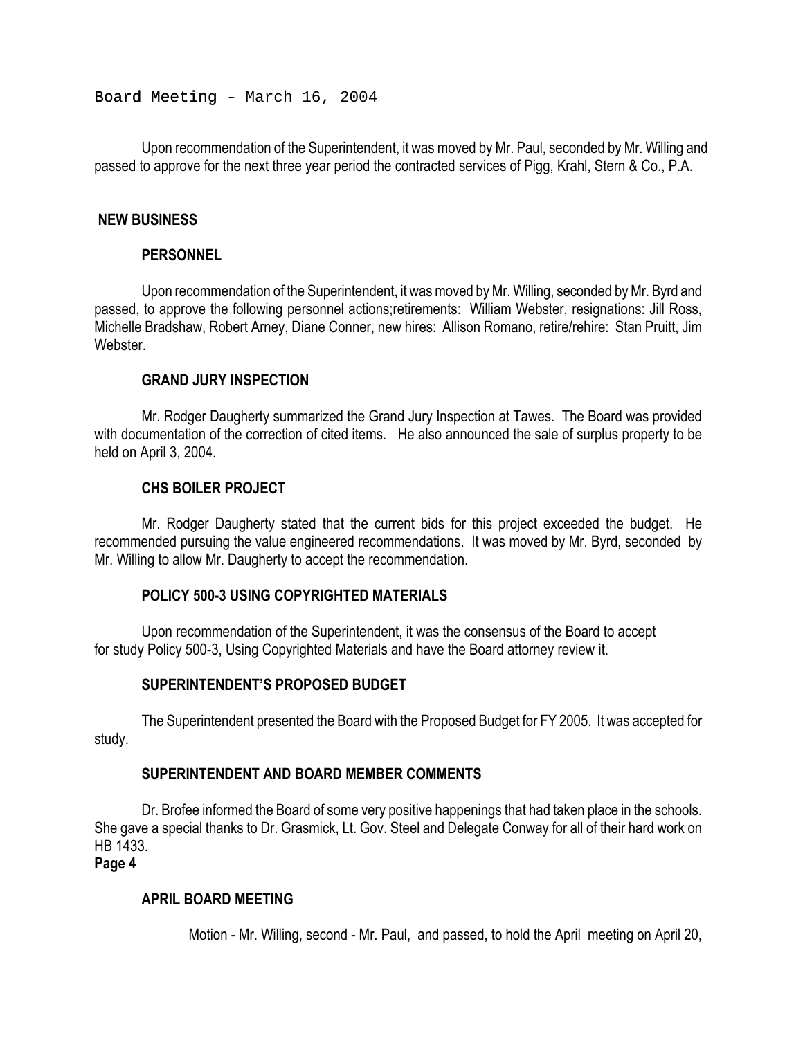Upon recommendation of the Superintendent, it was moved by Mr. Paul, seconded by Mr. Willing and passed to approve for the next three year period the contracted services of Pigg, Krahl, Stern & Co., P.A.

## NEW BUSINESS

### PERSONNEL

Upon recommendation of the Superintendent, it was moved by Mr. Willing, seconded by Mr. Byrd and passed, to approve the following personnel actions;retirements: William Webster, resignations: Jill Ross, Michelle Bradshaw, Robert Arney, Diane Conner, new hires: Allison Romano, retire/rehire: Stan Pruitt, Jim Webster.

### GRAND JURY INSPECTION

Mr. Rodger Daugherty summarized the Grand Jury Inspection at Tawes. The Board was provided with documentation of the correction of cited items. He also announced the sale of surplus property to be held on April 3, 2004.

### CHS BOILER PROJECT

Mr. Rodger Daugherty stated that the current bids for this project exceeded the budget. He recommended pursuing the value engineered recommendations. It was moved by Mr. Byrd, seconded by Mr. Willing to allow Mr. Daugherty to accept the recommendation.

### POLICY 500-3 USING COPYRIGHTED MATERIALS

Upon recommendation of the Superintendent, it was the consensus of the Board to accept for study Policy 500-3, Using Copyrighted Materials and have the Board attorney review it.

### SUPERINTENDENT'S PROPOSED BUDGET

The Superintendent presented the Board with the Proposed Budget for FY 2005. It was accepted for study.

### SUPERINTENDENT AND BOARD MEMBER COMMENTS

Dr. Brofee informed the Board of some very positive happenings that had taken place in the schools. She gave a special thanks to Dr. Grasmick, Lt. Gov. Steel and Delegate Conway for all of their hard work on HB 1433.

### APRIL BOARD MEETING

Motion - Mr. Willing, second - Mr. Paul, and passed, to hold the April meeting on April 20,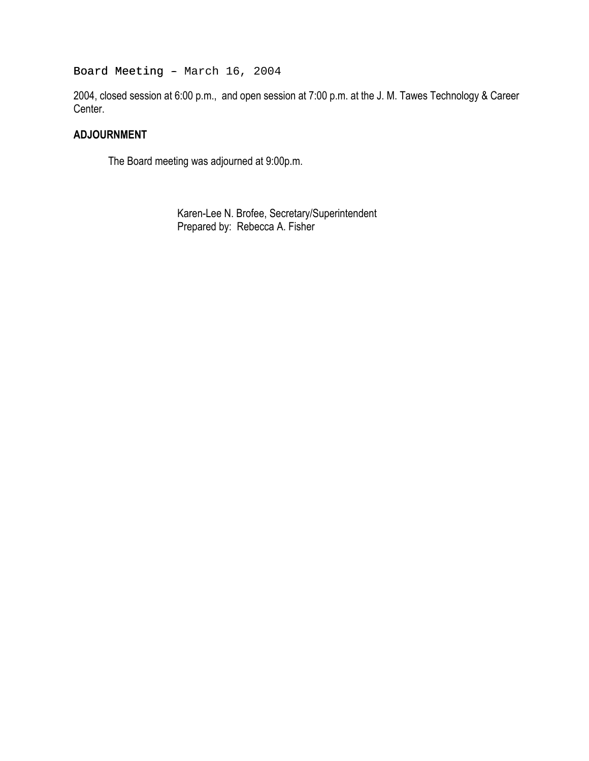2004, closed session at 6:00 p.m., and open session at 7:00 p.m. at the J. M. Tawes Technology & Career Center.

**ADJOURNMENT**

The Board meeting was adjourned at 9:00p.m.

Karen-Lee N. Brofee, Secretary/Superintendent
Prepared by: Rebecca A. Fisher